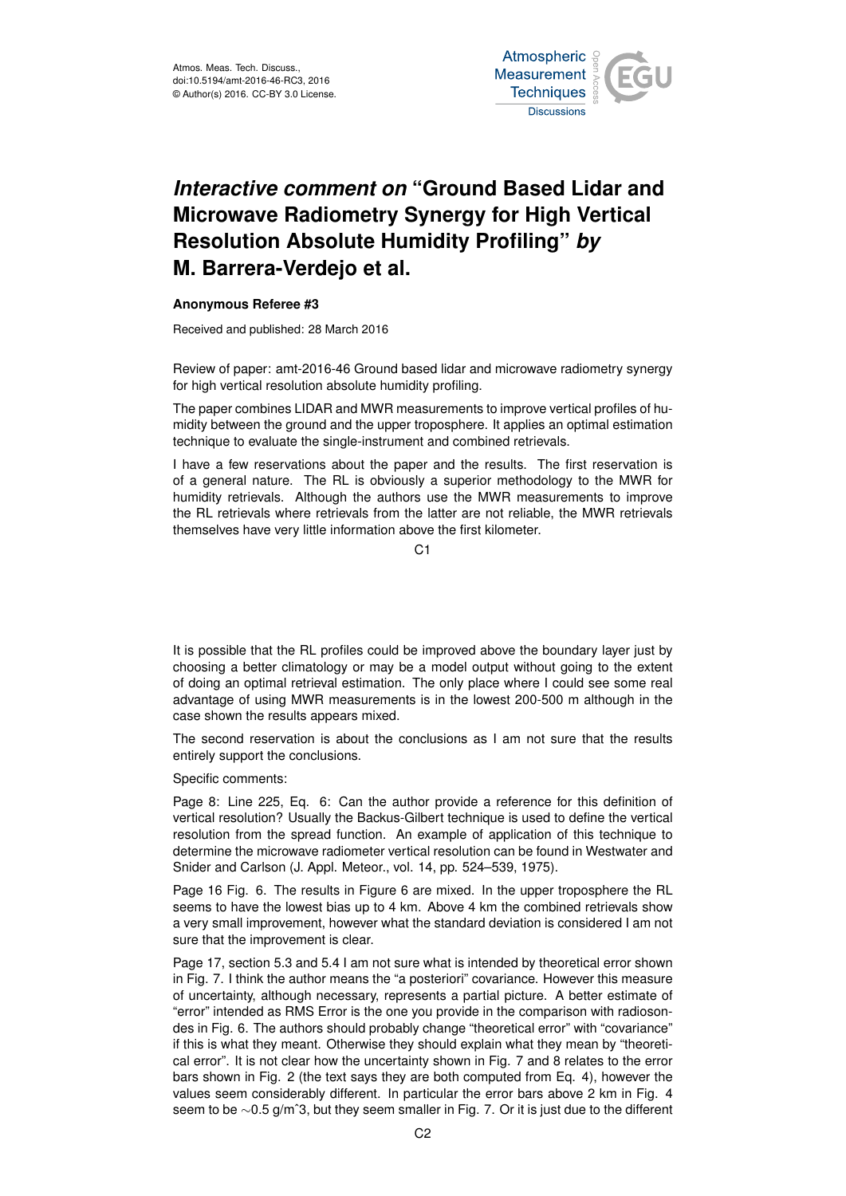# *Interactive comment on* "Ground Based Lidar and Microwave Radiometry Synergy for High Vertical Resolution Absolute Humidity Profiling" *by* M. Barrera-Verdejo et al.

**Anonymous Referee #3**

Received and published: 28 March 2016

Review of paper: amt-2016-46 Ground based lidar and microwave radiometry synergy for high vertical resolution absolute humidity profiling.

The paper combines LIDAR and MWR measurements to improve vertical profiles of humidity between the ground and the upper troposphere. It applies an optimal estimation technique to evaluate the single-instrument and combined retrievals.

I have a few reservations about the paper and the results. The first reservation is of a general nature. The RL is obviously a superior methodology to the MWR for humidity retrievals. Although the authors use the MWR measurements to improve the RL retrievals where retrievals from the latter are not reliable, the MWR retrievals themselves have very little information above the first kilometer.

It is possible that the RL profiles could be improved above the boundary layer just by choosing a better climatology or may be a model output without going to the extent of doing an optimal retrieval estimation. The only place where I could see some real advantage of using MWR measurements is in the lowest 200-500 m although in the case shown the results appears mixed.

The second reservation is about the conclusions as I am not sure that the results entirely support the conclusions.

Specific comments:

Page 8: Line 225, Eq. 6: Can the author provide a reference for this definition of vertical resolution? Usually the Backus-Gilbert technique is used to define the vertical resolution from the spread function. An example of application of this technique to determine the microwave radiometer vertical resolution can be found in Westwater and Snider and Carlson (J. Appl. Meteor., vol. 14, pp. 524–539, 1975).

Page 16 Fig. 6. The results in Figure 6 are mixed. In the upper troposphere the RL seems to have the lowest bias up to 4 km. Above 4 km the combined retrievals show a very small improvement, however what the standard deviation is considered I am not sure that the improvement is clear.

Page 17, section 5.3 and 5.4 I am not sure what is intended by theoretical error shown in Fig. 7. I think the author means the "a posteriori" covariance. However this measure of uncertainty, although necessary, represents a partial picture. A better estimate of "error" intended as RMS Error is the one you provide in the comparison with radiosondes in Fig. 6. The authors should probably change "theoretical error" with "covariance" if this is what they meant. Otherwise they should explain what they mean by "theoretical error". It is not clear how the uncertainty shown in Fig. 7 and 8 relates to the error bars shown in Fig. 2 (the text says they are both computed from Eq. 4), however the values seem considerably different. In particular the error bars above 2 km in Fig. 4 seem to be ∼0.5 g/m^3, but they seem smaller in Fig. 7. Or it is just due to the different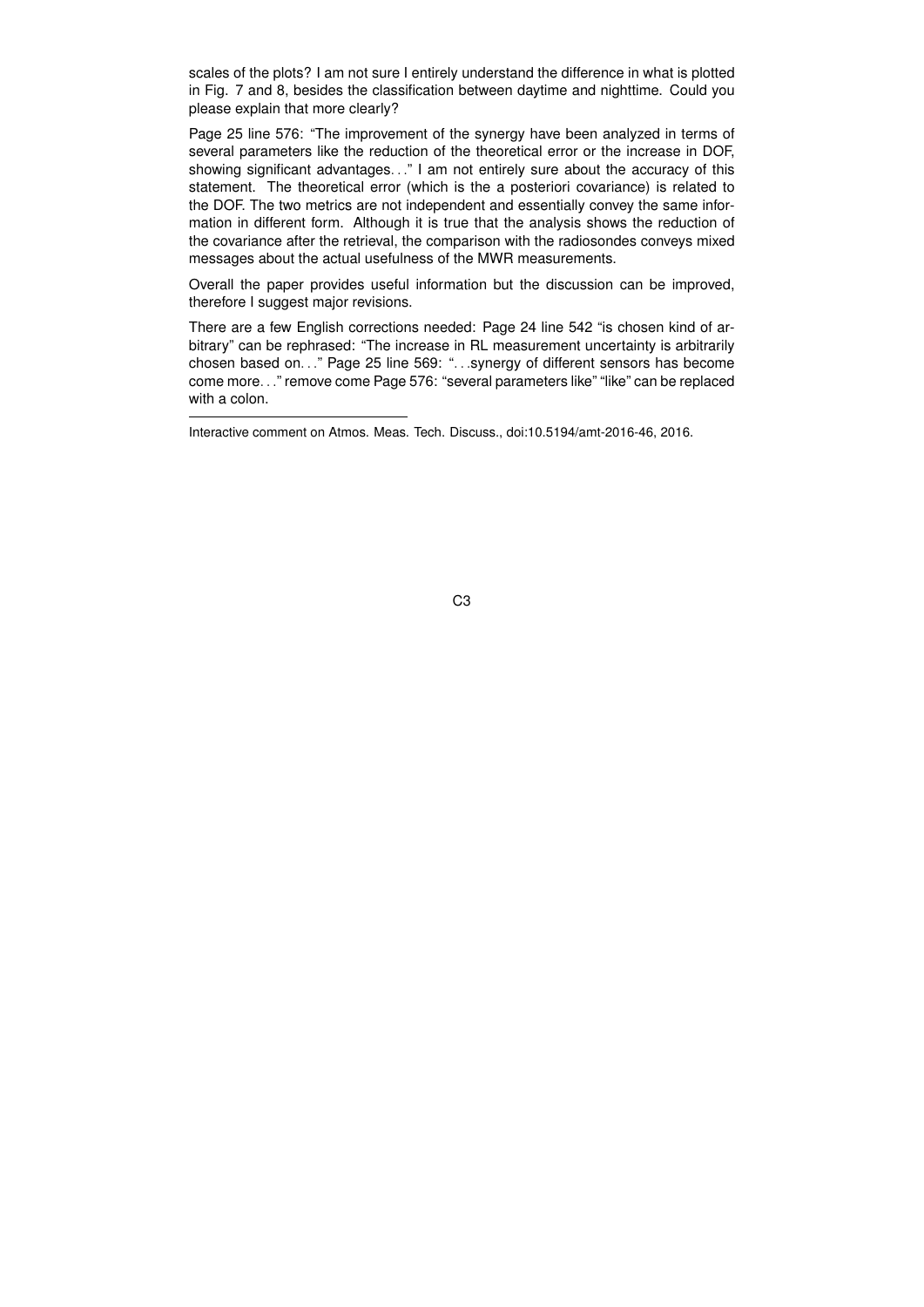scales of the plots? I am not sure I entirely understand the difference in what is plotted in Fig. 7 and 8, besides the classification between daytime and nighttime. Could you please explain that more clearly?

Page 25 line 576: "The improvement of the synergy have been analyzed in terms of several parameters like the reduction of the theoretical error or the increase in DOF, showing significant advantages. . ." I am not entirely sure about the accuracy of this statement. The theoretical error (which is the a posteriori covariance) is related to the DOF. The two metrics are not independent and essentially convey the same information in different form. Although it is true that the analysis shows the reduction of the covariance after the retrieval, the comparison with the radiosondes conveys mixed messages about the actual usefulness of the MWR measurements.

Overall the paper provides useful information but the discussion can be improved, therefore I suggest major revisions.

There are a few English corrections needed: Page 24 line 542 "is chosen kind of arbitrary" can be rephrased: "The increase in RL measurement uncertainty is arbitrarily chosen based on. . ." Page 25 line 569: ". . .synergy of different sensors has become come more. . ." remove come Page 576: "several parameters like" "like" can be replaced with a colon.

---

Interactive comment on Atmos. Meas. Tech. Discuss., doi:10.5194/amt-2016-46, 2016.